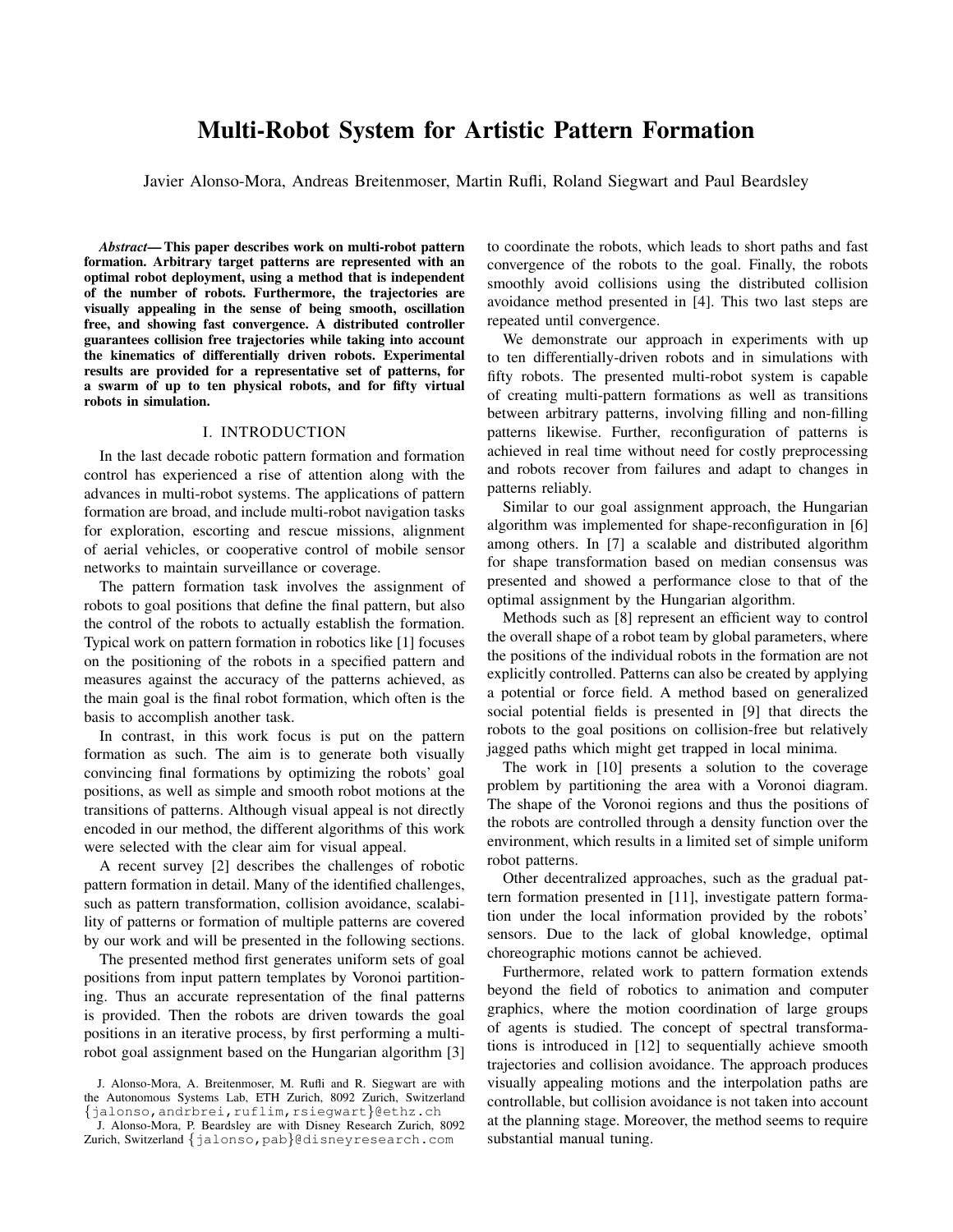# Multi-Robot System for Artistic Pattern Formation

Javier Alonso-Mora, Andreas Breitenmoser, Martin Rufli, Roland Siegwart and Paul Beardsley

***Abstract*— This paper describes work on multi-robot pattern formation. Arbitrary target patterns are represented with an optimal robot deployment, using a method that is independent of the number of robots. Furthermore, the trajectories are visually appealing in the sense of being smooth, oscillation free, and showing fast convergence. A distributed controller guarantees collision free trajectories while taking into account the kinematics of differentially driven robots. Experimental results are provided for a representative set of patterns, for a swarm of up to ten physical robots, and for fifty virtual robots in simulation.**

## I. INTRODUCTION

In the last decade robotic pattern formation and formation control has experienced a rise of attention along with the advances in multi-robot systems. The applications of pattern formation are broad, and include multi-robot navigation tasks for exploration, escorting and rescue missions, alignment of aerial vehicles, or cooperative control of mobile sensor networks to maintain surveillance or coverage.

The pattern formation task involves the assignment of robots to goal positions that define the final pattern, but also the control of the robots to actually establish the formation. Typical work on pattern formation in robotics like [1] focuses on the positioning of the robots in a specified pattern and measures against the accuracy of the patterns achieved, as the main goal is the final robot formation, which often is the basis to accomplish another task.

In contrast, in this work focus is put on the pattern formation as such. The aim is to generate both visually convincing final formations by optimizing the robots' goal positions, as well as simple and smooth robot motions at the transitions of patterns. Although visual appeal is not directly encoded in our method, the different algorithms of this work were selected with the clear aim for visual appeal.

A recent survey [2] describes the challenges of robotic pattern formation in detail. Many of the identified challenges, such as pattern transformation, collision avoidance, scalability of patterns or formation of multiple patterns are covered by our work and will be presented in the following sections.

The presented method first generates uniform sets of goal positions from input pattern templates by Voronoi partitioning. Thus an accurate representation of the final patterns is provided. Then the robots are driven towards the goal positions in an iterative process, by first performing a multi-robot goal assignment based on the Hungarian algorithm [3] to coordinate the robots, which leads to short paths and fast convergence of the robots to the goal. Finally, the robots smoothly avoid collisions using the distributed collision avoidance method presented in [4]. This two last steps are repeated until convergence.

We demonstrate our approach in experiments with up to ten differentially-driven robots and in simulations with fifty robots. The presented multi-robot system is capable of creating multi-pattern formations as well as transitions between arbitrary patterns, involving filling and non-filling patterns likewise. Further, reconfiguration of patterns is achieved in real time without need for costly preprocessing and robots recover from failures and adapt to changes in patterns reliably.

Similar to our goal assignment approach, the Hungarian algorithm was implemented for shape-reconfiguration in [6] among others. In [7] a scalable and distributed algorithm for shape transformation based on median consensus was presented and showed a performance close to that of the optimal assignment by the Hungarian algorithm.

Methods such as [8] represent an efficient way to control the overall shape of a robot team by global parameters, where the positions of the individual robots in the formation are not explicitly controlled. Patterns can also be created by applying a potential or force field. A method based on generalized social potential fields is presented in [9] that directs the robots to the goal positions on collision-free but relatively jagged paths which might get trapped in local minima.

The work in [10] presents a solution to the coverage problem by partitioning the area with a Voronoi diagram. The shape of the Voronoi regions and thus the positions of the robots are controlled through a density function over the environment, which results in a limited set of simple uniform robot patterns.

Other decentralized approaches, such as the gradual pattern formation presented in [11], investigate pattern formation under the local information provided by the robots' sensors. Due to the lack of global knowledge, optimal choreographic motions cannot be achieved.

Furthermore, related work to pattern formation extends beyond the field of robotics to animation and computer graphics, where the motion coordination of large groups of agents is studied. The concept of spectral transformations is introduced in [12] to sequentially achieve smooth trajectories and collision avoidance. The approach produces visually appealing motions and the interpolation paths are controllable, but collision avoidance is not taken into account at the planning stage. Moreover, the method seems to require substantial manual tuning.

J. Alonso-Mora, A. Breitenmoser, M. Rufli and R. Siegwart are with the Autonomous Systems Lab, ETH Zurich, 8092 Zurich, Switzerland {jalonso,andrbrei,ruflim,rsiegwart}@ethz.ch

J. Alonso-Mora, P. Beardsley are with Disney Research Zurich, 8092 Zurich, Switzerland {jalonso,pab}@disneyresearch.com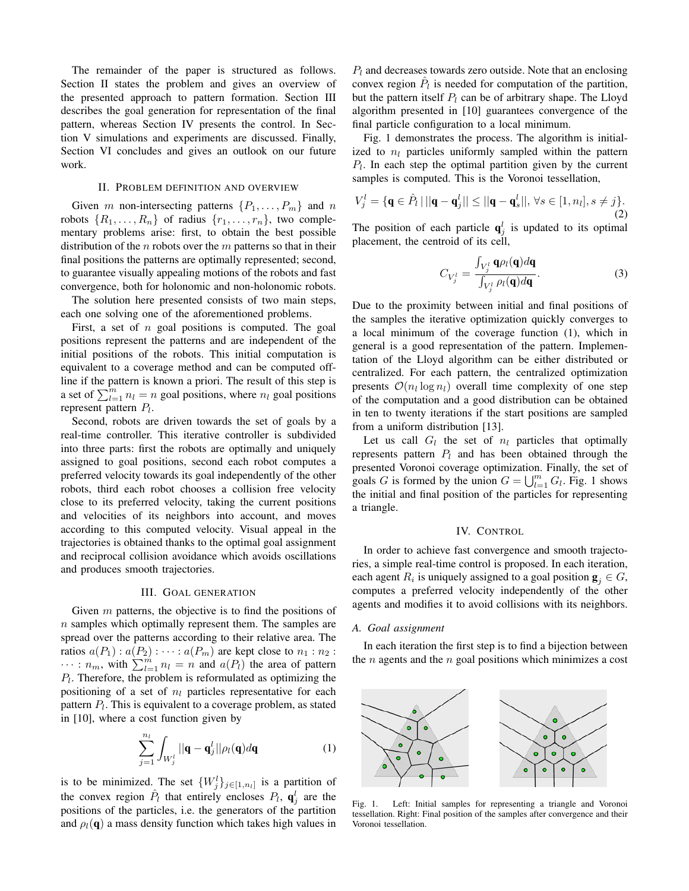The remainder of the paper is structured as follows. Section II states the problem and gives an overview of the presented approach to pattern formation. Section III describes the goal generation for representation of the final pattern, whereas Section IV presents the control. In Section V simulations and experiments are discussed. Finally, Section VI concludes and gives an outlook on our future work.

## II. Problem definition and overview

Given $m$ non-intersecting patterns $\{P_1, \ldots, P_m\}$ and $n$ robots $\{R_1, \ldots, R_n\}$ of radius $\{r_1, \ldots, r_n\}$, two complementary problems arise: first, to obtain the best possible distribution of the $n$ robots over the $m$ patterns so that in their final positions the patterns are optimally represented; second, to guarantee visually appealing motions of the robots and fast convergence, both for holonomic and non-holonomic robots.

The solution here presented consists of two main steps, each one solving one of the aforementioned problems.

First, a set of $n$ goal positions is computed. The goal positions represent the patterns and are independent of the initial positions of the robots. This initial computation is equivalent to a coverage method and can be computed offline if the pattern is known a priori. The result of this step is a set of $\sum_{l=1}^{m} n_l = n$ goal positions, where $n_l$ goal positions represent pattern $P_l$.

Second, robots are driven towards the set of goals by a real-time controller. This iterative controller is subdivided into three parts: first the robots are optimally and uniquely assigned to goal positions, second each robot computes a preferred velocity towards its goal independently of the other robots, third each robot chooses a collision free velocity close to its preferred velocity, taking the current positions and velocities of its neighbors into account, and moves according to this computed velocity. Visual appeal in the trajectories is obtained thanks to the optimal goal assignment and reciprocal collision avoidance which avoids oscillations and produces smooth trajectories.

## III. Goal generation

Given $m$ patterns, the objective is to find the positions of $n$ samples which optimally represent them. The samples are spread over the patterns according to their relative area. The ratios $a(P_1) : a(P_2) : \cdots : a(P_m)$ are kept close to $n_1 : n_2 : \cdots : n_m$, with $\sum_{l=1}^{m} n_l = n$ and $a(P_l)$ the area of pattern $P_l$. Therefore, the problem is reformulated as optimizing the positioning of a set of $n_l$ particles representative for each pattern $P_l$. This is equivalent to a coverage problem, as stated in [10], where a cost function given by

$$\sum_{j=1}^{n_l} \int_{W_j^l} ||\mathbf{q} - \mathbf{q}_j^l|| \rho_l(\mathbf{q}) d\mathbf{q} \tag{1}$$

is to be minimized. The set $\{W_j^l\}_{j\in[1,n_l]}$ is a partition of the convex region $\hat{P}_l$ that entirely encloses $P_l$, $\mathbf{q}_j^l$ are the positions of the particles, i.e. the generators of the partition and $\rho_l(\mathbf{q})$ a mass density function which takes high values in $P_l$ and decreases towards zero outside. Note that an enclosing convex region $\hat{P}_l$ is needed for computation of the partition, but the pattern itself $P_l$ can be of arbitrary shape. The Lloyd algorithm presented in [10] guarantees convergence of the final particle configuration to a local minimum.

Fig. 1 demonstrates the process. The algorithm is initialized to $n_l$ particles uniformly sampled within the pattern $P_l$. In each step the optimal partition given by the current samples is computed. This is the Voronoi tessellation,

$$V_j^l = \{\mathbf{q} \in \hat{P}_l \,|\, ||\mathbf{q} - \mathbf{q}_j^l|| \leq ||\mathbf{q} - \mathbf{q}_s^l||, \forall s \in [1, n_l], s \neq j\}. \tag{2}$$

The position of each particle $\mathbf{q}_j^l$ is updated to its optimal placement, the centroid of its cell,

$$C_{V_j^l} = \frac{\int_{V_j^l} \mathbf{q} \rho_l(\mathbf{q}) d\mathbf{q}}{\int_{V_j^l} \rho_l(\mathbf{q}) d\mathbf{q}}. \tag{3}$$

Due to the proximity between initial and final positions of the samples the iterative optimization quickly converges to a local minimum of the coverage function (1), which in general is a good representation of the pattern. Implementation of the Lloyd algorithm can be either distributed or centralized. For each pattern, the centralized optimization presents $\mathcal{O}(n_l \log n_l)$ overall time complexity of one step of the computation and a good distribution can be obtained in ten to twenty iterations if the start positions are sampled from a uniform distribution [13].

Let us call $G_l$ the set of $n_l$ particles that optimally represents pattern $P_l$ and has been obtained through the presented Voronoi coverage optimization. Finally, the set of goals $G$ is formed by the union $G = \bigcup_{l=1}^{m} G_l$. Fig. 1 shows the initial and final position of the particles for representing a triangle.

Fig. 1. Left: Initial samples for representing a triangle and Voronoi tessellation. Right: Final position of the samples after convergence and their Voronoi tessellation.

## IV. Control

In order to achieve fast convergence and smooth trajectories, a simple real-time control is proposed. In each iteration, each agent $R_i$ is uniquely assigned to a goal position $\mathbf{g}_j \in G$, computes a preferred velocity independently of the other agents and modifies it to avoid collisions with its neighbors.

### A. Goal assignment

In each iteration the first step is to find a bijection between the $n$ agents and the $n$ goal positions which minimizes a cost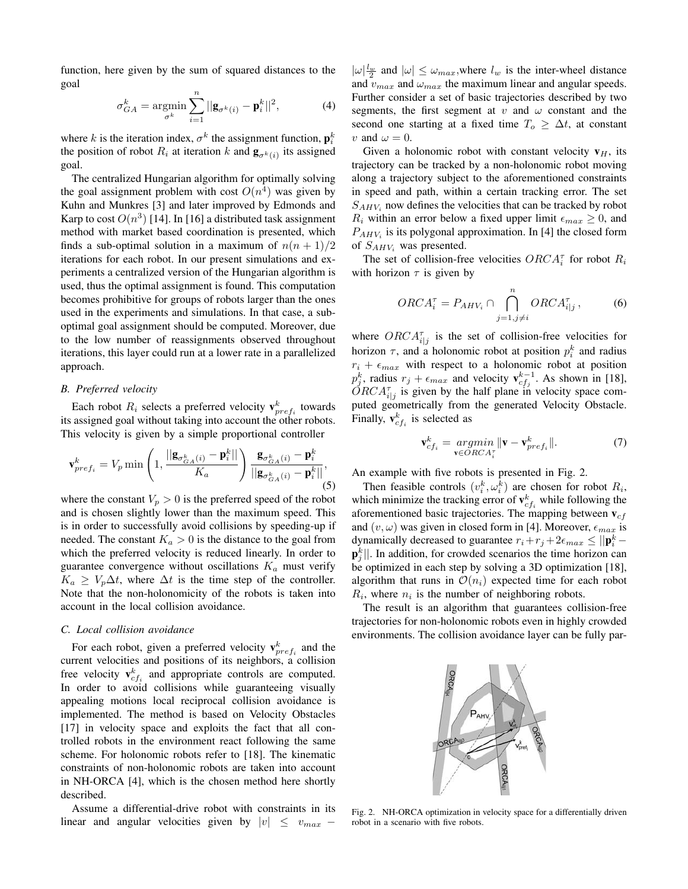function, here given by the sum of squared distances to the goal

$$\sigma_{GA}^k = \underset{\sigma^k}{\operatorname{argmin}} \sum_{i=1}^{n} ||\mathbf{g}_{\sigma^k(i)} - \mathbf{p}_i^k||^2, \tag{4}$$

where $k$ is the iteration index, $\sigma^k$ the assignment function, $\mathbf{p}_i^k$ the position of robot $R_i$ at iteration $k$ and $\mathbf{g}_{\sigma^k(i)}$ its assigned goal.

The centralized Hungarian algorithm for optimally solving the goal assignment problem with cost $O(n^4)$ was given by Kuhn and Munkres [3] and later improved by Edmonds and Karp to cost $O(n^3)$ [14]. In [16] a distributed task assignment method with market based coordination is presented, which finds a sub-optimal solution in a maximum of $n(n+1)/2$ iterations for each robot. In our present simulations and experiments a centralized version of the Hungarian algorithm is used, thus the optimal assignment is found. This computation becomes prohibitive for groups of robots larger than the ones used in the experiments and simulations. In that case, a sub-optimal goal assignment should be computed. Moreover, due to the low number of reassignments observed throughout iterations, this layer could run at a lower rate in a parallelized approach.

### B. Preferred velocity

Each robot $R_i$ selects a preferred velocity $\mathbf{v}_{pref_i}^k$ towards its assigned goal without taking into account the other robots. This velocity is given by a simple proportional controller

$$\mathbf{v}_{pref_i}^k = V_p \min\left(1, \frac{||\mathbf{g}_{\sigma_{GA}^k(i)} - \mathbf{p}_i^k||}{K_a}\right) \frac{\mathbf{g}_{\sigma_{GA}^k(i)} - \mathbf{p}_i^k}{||\mathbf{g}_{\sigma_{GA}^k(i)} - \mathbf{p}_i^k||}, \tag{5}$$

where the constant $V_p > 0$ is the preferred speed of the robot and is chosen slightly lower than the maximum speed. This is in order to successfully avoid collisions by speeding-up if needed. The constant $K_a > 0$ is the distance to the goal from which the preferred velocity is reduced linearly. In order to guarantee convergence without oscillations $K_a$ must verify $K_a \geq V_p \Delta t$, where $\Delta t$ is the time step of the controller. Note that the non-holonomicity of the robots is taken into account in the local collision avoidance.

### C. Local collision avoidance

For each robot, given a preferred velocity $\mathbf{v}_{pref_i}^k$ and the current velocities and positions of its neighbors, a collision free velocity $\mathbf{v}_{cf_i}^k$ and appropriate controls are computed. In order to avoid collisions while guaranteeing visually appealing motions local reciprocal collision avoidance is implemented. The method is based on Velocity Obstacles [17] in velocity space and exploits the fact that all controlled robots in the environment react following the same scheme. For holonomic robots refer to [18]. The kinematic constraints of non-holonomic robots are taken into account in NH-ORCA [4], which is the chosen method here shortly described.

Assume a differential-drive robot with constraints in its linear and angular velocities given by $|v| \leq v_{max} - |\omega|\frac{l_w}{2}$ and $|\omega| \leq \omega_{max}$,where $l_w$ is the inter-wheel distance and $v_{max}$ and $\omega_{max}$ the maximum linear and angular speeds. Further consider a set of basic trajectories described by two segments, the first segment at $v$ and $\omega$ constant and the second one starting at a fixed time $T_o \geq \Delta t$, at constant $v$ and $\omega = 0$.

Given a holonomic robot with constant velocity $\mathbf{v}_H$, its trajectory can be tracked by a non-holonomic robot moving along a trajectory subject to the aforementioned constraints in speed and path, within a certain tracking error. The set $S_{AHV_i}$ now defines the velocities that can be tracked by robot $R_i$ within an error below a fixed upper limit $\epsilon_{max} \geq 0$, and $P_{AHV_i}$ is its polygonal approximation. In [4] the closed form of $S_{AHV_i}$ was presented.

The set of collision-free velocities $ORCA_i^\tau$ for robot $R_i$ with horizon $\tau$ is given by

$$ORCA_i^\tau = P_{AHV_i} \cap \bigcap_{j=1, j\neq i}^{n} ORCA_{i|j}^\tau, \tag{6}$$

where $ORCA_{i|j}^\tau$ is the set of collision-free velocities for horizon $\tau$, and a holonomic robot at position $p_i^k$ and radius $r_i + \epsilon_{max}$ with respect to a holonomic robot at position $p_j^k$, radius $r_j + \epsilon_{max}$ and velocity $\mathbf{v}_{cf_j}^{k-1}$. As shown in [18], $ORCA_{i|j}^\tau$ is given by the half plane in velocity space computed geometrically from the generated Velocity Obstacle. Finally, $\mathbf{v}_{cf_i}^k$ is selected as

$$\mathbf{v}_{cf_i}^k = \underset{\mathbf{v} \in ORCA_i^\tau}{argmin} \|\mathbf{v} - \mathbf{v}_{pref_i}^k\|. \tag{7}$$

An example with five robots is presented in Fig. 2.

Then feasible controls $(v_i^k, \omega_i^k)$ are chosen for robot $R_i$, which minimize the tracking error of $\mathbf{v}_{cf_i}^k$ while following the aforementioned basic trajectories. The mapping between $\mathbf{v}_{cf}$ and $(v, \omega)$ was given in closed form in [4]. Moreover, $\epsilon_{max}$ is dynamically decreased to guarantee $r_i + r_j + 2\epsilon_{max} \leq ||\mathbf{p}_i^k - \mathbf{p}_j^k||$. In addition, for crowded scenarios the time horizon can be optimized in each step by solving a 3D optimization [18], algorithm that runs in $\mathcal{O}(n_i)$ expected time for each robot $R_i$, where $n_i$ is the number of neighboring robots.

The result is an algorithm that guarantees collision-free trajectories for non-holonomic robots even in highly crowded environments. The collision avoidance layer can be fully par-

Fig. 2. NH-ORCA optimization in velocity space for a differentially driven robot in a scenario with five robots.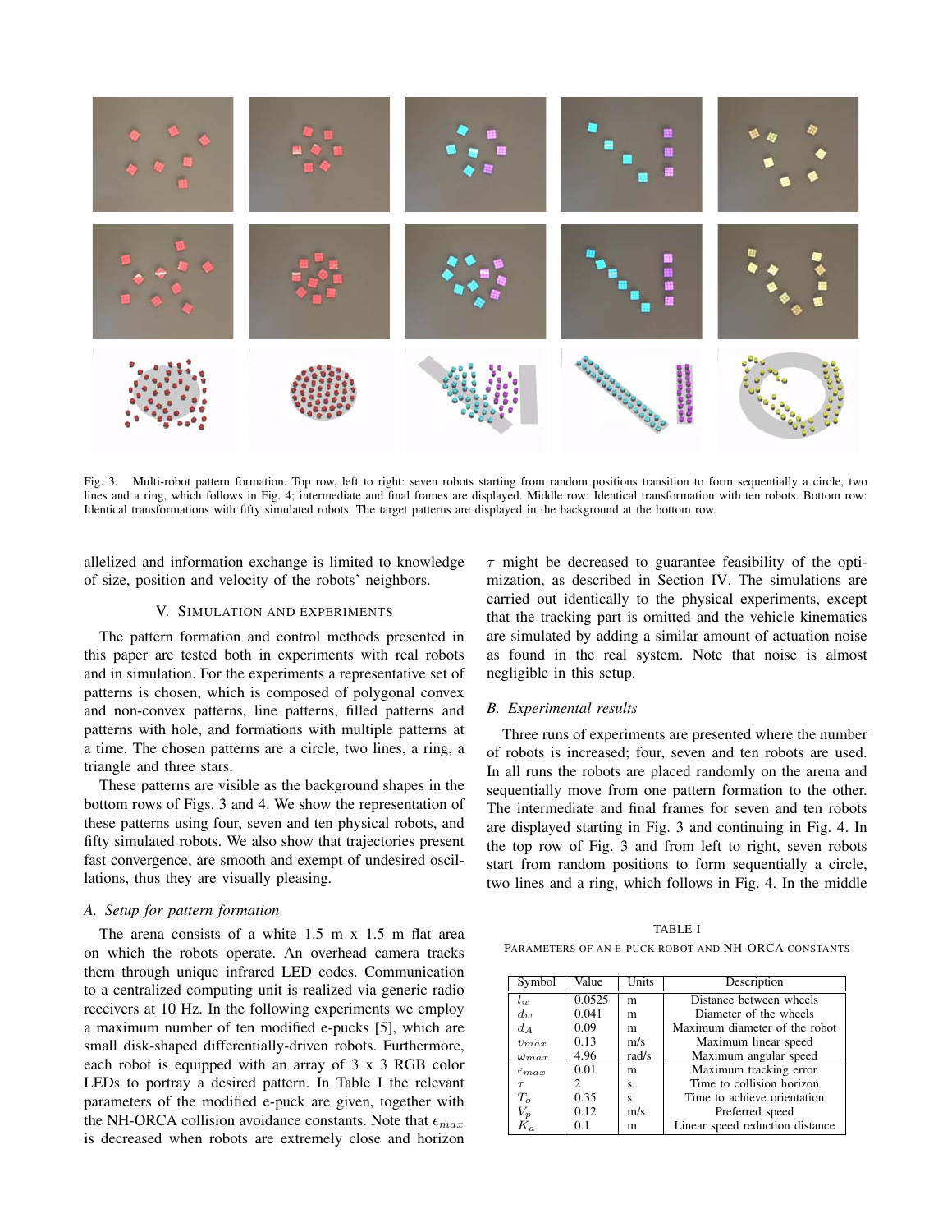Fig. 3. Multi-robot pattern formation. Top row, left to right: seven robots starting from random positions transition to form sequentially a circle, two lines and a ring, which follows in Fig. 4; intermediate and final frames are displayed. Middle row: Identical transformation with ten robots. Bottom row: Identical transformations with fifty simulated robots. The target patterns are displayed in the background at the bottom row.

allelized and information exchange is limited to knowledge of size, position and velocity of the robots' neighbors.

## V. Simulation and Experiments

The pattern formation and control methods presented in this paper are tested both in experiments with real robots and in simulation. For the experiments a representative set of patterns is chosen, which is composed of polygonal convex and non-convex patterns, line patterns, filled patterns and patterns with hole, and formations with multiple patterns at a time. The chosen patterns are a circle, two lines, a ring, a triangle and three stars.

These patterns are visible as the background shapes in the bottom rows of Figs. 3 and 4. We show the representation of these patterns using four, seven and ten physical robots, and fifty simulated robots. We also show that trajectories present fast convergence, are smooth and exempt of undesired oscillations, thus they are visually pleasing.

### A. Setup for pattern formation

The arena consists of a white 1.5 m x 1.5 m flat area on which the robots operate. An overhead camera tracks them through unique infrared LED codes. Communication to a centralized computing unit is realized via generic radio receivers at 10 Hz. In the following experiments we employ a maximum number of ten modified e-pucks [5], which are small disk-shaped differentially-driven robots. Furthermore, each robot is equipped with an array of 3 x 3 RGB color LEDs to portray a desired pattern. In Table I the relevant parameters of the modified e-puck are given, together with the NH-ORCA collision avoidance constants. Note that $\epsilon_{max}$ is decreased when robots are extremely close and horizon $\tau$ might be decreased to guarantee feasibility of the optimization, as described in Section IV. The simulations are carried out identically to the physical experiments, except that the tracking part is omitted and the vehicle kinematics are simulated by adding a similar amount of actuation noise as found in the real system. Note that noise is almost negligible in this setup.

### B. Experimental results

Three runs of experiments are presented where the number of robots is increased; four, seven and ten robots are used. In all runs the robots are placed randomly on the arena and sequentially move from one pattern formation to the other. The intermediate and final frames for seven and ten robots are displayed starting in Fig. 3 and continuing in Fig. 4. In the top row of Fig. 3 and from left to right, seven robots start from random positions to form sequentially a circle, two lines and a ring, which follows in Fig. 4. In the middle

TABLE I
Parameters of an e-puck robot and NH-ORCA constants

| Symbol | Value | Units | Description |
|---|---|---|---|
| $l_w$ | 0.0525 | m | Distance between wheels |
| $d_w$ | 0.041 | m | Diameter of the wheels |
| $d_A$ | 0.09 | m | Maximum diameter of the robot |
| $v_{max}$ | 0.13 | m/s | Maximum linear speed |
| $\omega_{max}$ | 4.96 | rad/s | Maximum angular speed |
| $\epsilon_{max}$ | 0.01 | m | Maximum tracking error |
| $\tau$ | 2 | s | Time to collision horizon |
| $T_o$ | 0.35 | s | Time to achieve orientation |
| $V_p$ | 0.12 | m/s | Preferred speed |
| $K_a$ | 0.1 | m | Linear speed reduction distance |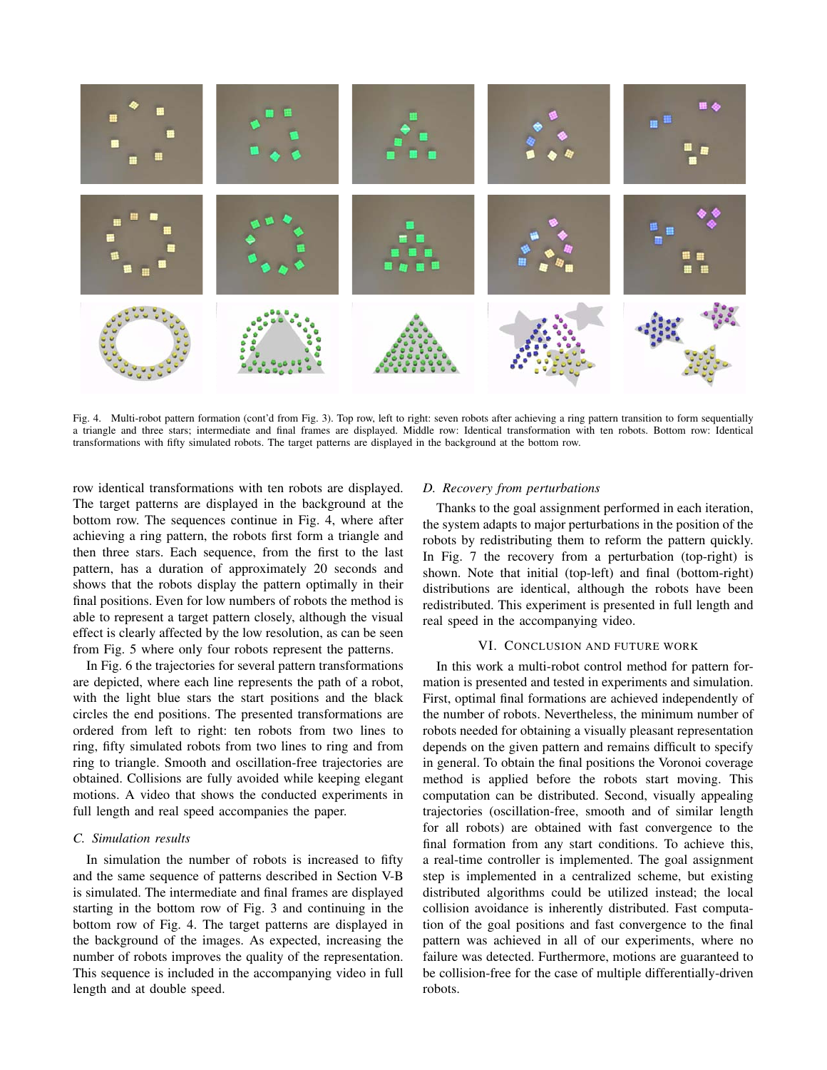Fig. 4. Multi-robot pattern formation (cont'd from Fig. 3). Top row, left to right: seven robots after achieving a ring pattern transition to form sequentially a triangle and three stars; intermediate and final frames are displayed. Middle row: Identical transformation with ten robots. Bottom row: Identical transformations with fifty simulated robots. The target patterns are displayed in the background at the bottom row.

row identical transformations with ten robots are displayed. The target patterns are displayed in the background at the bottom row. The sequences continue in Fig. 4, where after achieving a ring pattern, the robots first form a triangle and then three stars. Each sequence, from the first to the last pattern, has a duration of approximately 20 seconds and shows that the robots display the pattern optimally in their final positions. Even for low numbers of robots the method is able to represent a target pattern closely, although the visual effect is clearly affected by the low resolution, as can be seen from Fig. 5 where only four robots represent the patterns.

In Fig. 6 the trajectories for several pattern transformations are depicted, where each line represents the path of a robot, with the light blue stars the start positions and the black circles the end positions. The presented transformations are ordered from left to right: ten robots from two lines to ring, fifty simulated robots from two lines to ring and from ring to triangle. Smooth and oscillation-free trajectories are obtained. Collisions are fully avoided while keeping elegant motions. A video that shows the conducted experiments in full length and real speed accompanies the paper.

### C. Simulation results

In simulation the number of robots is increased to fifty and the same sequence of patterns described in Section V-B is simulated. The intermediate and final frames are displayed starting in the bottom row of Fig. 3 and continuing in the bottom row of Fig. 4. The target patterns are displayed in the background of the images. As expected, increasing the number of robots improves the quality of the representation. This sequence is included in the accompanying video in full length and at double speed.

### D. Recovery from perturbations

Thanks to the goal assignment performed in each iteration, the system adapts to major perturbations in the position of the robots by redistributing them to reform the pattern quickly. In Fig. 7 the recovery from a perturbation (top-right) is shown. Note that initial (top-left) and final (bottom-right) distributions are identical, although the robots have been redistributed. This experiment is presented in full length and real speed in the accompanying video.

## VI. Conclusion and future work

In this work a multi-robot control method for pattern formation is presented and tested in experiments and simulation. First, optimal final formations are achieved independently of the number of robots. Nevertheless, the minimum number of robots needed for obtaining a visually pleasant representation depends on the given pattern and remains difficult to specify in general. To obtain the final positions the Voronoi coverage method is applied before the robots start moving. This computation can be distributed. Second, visually appealing trajectories (oscillation-free, smooth and of similar length for all robots) are obtained with fast convergence to the final formation from any start conditions. To achieve this, a real-time controller is implemented. The goal assignment step is implemented in a centralized scheme, but existing distributed algorithms could be utilized instead; the local collision avoidance is inherently distributed. Fast computation of the goal positions and fast convergence to the final pattern was achieved in all of our experiments, where no failure was detected. Furthermore, motions are guaranteed to be collision-free for the case of multiple differentially-driven robots.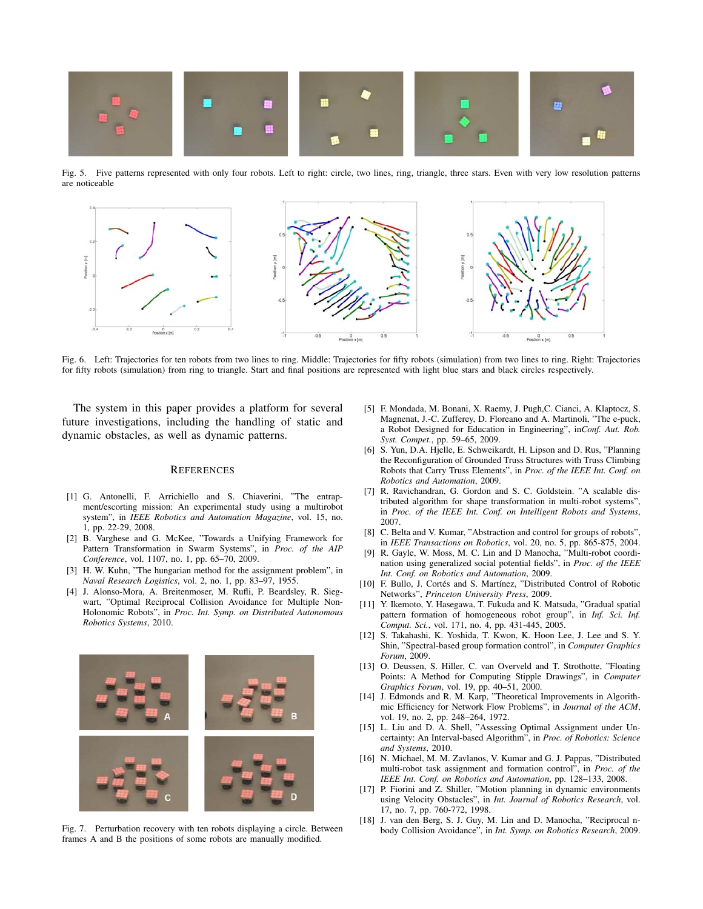Fig. 5. Five patterns represented with only four robots. Left to right: circle, two lines, ring, triangle, three stars. Even with very low resolution patterns are noticeable

Fig. 6. Left: Trajectories for ten robots from two lines to ring. Middle: Trajectories for fifty robots (simulation) from two lines to ring. Right: Trajectories for fifty robots (simulation) from ring to triangle. Start and final positions are represented with light blue stars and black circles respectively.

The system in this paper provides a platform for several future investigations, including the handling of static and dynamic obstacles, as well as dynamic patterns.

Fig. 7. Perturbation recovery with ten robots displaying a circle. Between frames A and B the positions of some robots are manually modified.

## REFERENCES

[1] G. Antonelli, F. Arrichiello and S. Chiaverini, "The entrapment/escorting mission: An experimental study using a multirobot system", in *IEEE Robotics and Automation Magazine*, vol. 15, no. 1, pp. 22-29, 2008.

[2] B. Varghese and G. McKee, "Towards a Unifying Framework for Pattern Transformation in Swarm Systems", in *Proc. of the AIP Conference*, vol. 1107, no. 1, pp. 65–70, 2009.

[3] H. W. Kuhn, "The hungarian method for the assignment problem", in *Naval Research Logistics*, vol. 2, no. 1, pp. 83–97, 1955.

[4] J. Alonso-Mora, A. Breitenmoser, M. Rufli, P. Beardsley, R. Siegwart, "Optimal Reciprocal Collision Avoidance for Multiple Non-Holonomic Robots", in *Proc. Int. Symp. on Distributed Autonomous Robotics Systems*, 2010.

[5] F. Mondada, M. Bonani, X. Raemy, J. Pugh,C. Cianci, A. Klaptocz, S. Magnenat, J.-C. Zufferey, D. Floreano and A. Martinoli, "The e-puck, a Robot Designed for Education in Engineering", in*Conf. Aut. Rob. Syst. Compet.*, pp. 59–65, 2009.

[6] S. Yun, D.A. Hjelle, E. Schweikardt, H. Lipson and D. Rus, "Planning the Reconfiguration of Grounded Truss Structures with Truss Climbing Robots that Carry Truss Elements", in *Proc. of the IEEE Int. Conf. on Robotics and Automation*, 2009.

[7] R. Ravichandran, G. Gordon and S. C. Goldstein. "A scalable distributed algorithm for shape transformation in multi-robot systems", in *Proc. of the IEEE Int. Conf. on Intelligent Robots and Systems*, 2007.

[8] C. Belta and V. Kumar, "Abstraction and control for groups of robots", in *IEEE Transactions on Robotics*, vol. 20, no. 5, pp. 865-875, 2004.

[9] R. Gayle, W. Moss, M. C. Lin and D Manocha, "Multi-robot coordination using generalized social potential fields", in *Proc. of the IEEE Int. Conf. on Robotics and Automation*, 2009.

[10] F. Bullo, J. Cortés and S. Martínez, "Distributed Control of Robotic Networks", *Princeton University Press*, 2009.

[11] Y. Ikemoto, Y. Hasegawa, T. Fukuda and K. Matsuda, "Gradual spatial pattern formation of homogeneous robot group", in *Inf. Sci. Inf. Comput. Sci.*, vol. 171, no. 4, pp. 431-445, 2005.

[12] S. Takahashi, K. Yoshida, T. Kwon, K. Hoon Lee, J. Lee and S. Y. Shin, "Spectral-based group formation control", in *Computer Graphics Forum*, 2009.

[13] O. Deussen, S. Hiller, C. van Overveld and T. Strothotte, "Floating Points: A Method for Computing Stipple Drawings", in *Computer Graphics Forum*, vol. 19, pp. 40–51, 2000.

[14] J. Edmonds and R. M. Karp, "Theoretical Improvements in Algorithmic Efficiency for Network Flow Problems", in *Journal of the ACM*, vol. 19, no. 2, pp. 248–264, 1972.

[15] L. Liu and D. A. Shell, "Assessing Optimal Assignment under Uncertainty: An Interval-based Algorithm", in *Proc. of Robotics: Science and Systems*, 2010.

[16] N. Michael, M. M. Zavlanos, V. Kumar and G. J. Pappas, "Distributed multi-robot task assignment and formation control", in *Proc. of the IEEE Int. Conf. on Robotics and Automation*, pp. 128–133, 2008.

[17] P. Fiorini and Z. Shiller, "Motion planning in dynamic environments using Velocity Obstacles", in *Int. Journal of Robotics Research*, vol. 17, no. 7, pp. 760-772, 1998.

[18] J. van den Berg, S. J. Guy, M. Lin and D. Manocha, "Reciprocal n-body Collision Avoidance", in *Int. Symp. on Robotics Research*, 2009.